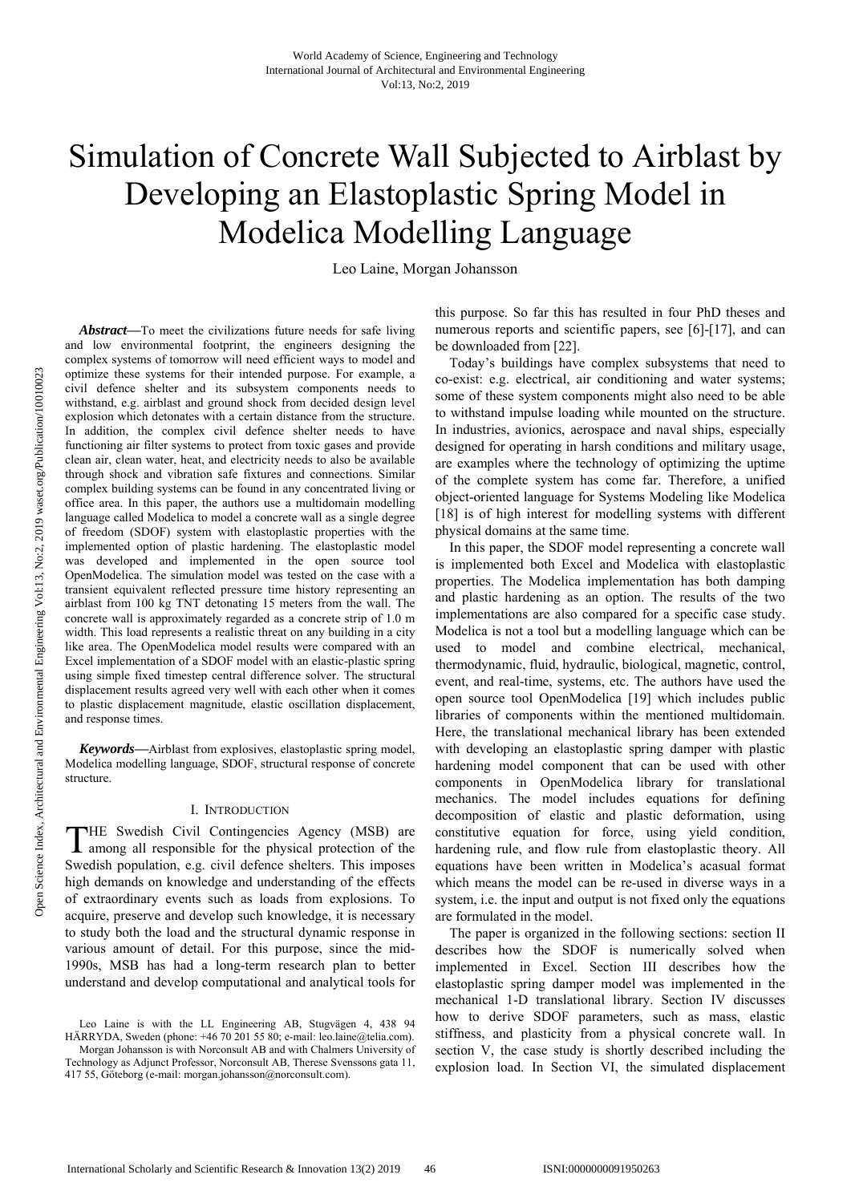# Simulation of Concrete Wall Subjected to Airblast by Developing an Elastoplastic Spring Model in Modelica Modelling Language

Leo Laine, Morgan Johansson

***Abstract*—**To meet the civilizations future needs for safe living and low environmental footprint, the engineers designing the complex systems of tomorrow will need efficient ways to model and optimize these systems for their intended purpose. For example, a civil defence shelter and its subsystem components needs to withstand, e.g. airblast and ground shock from decided design level explosion which detonates with a certain distance from the structure. In addition, the complex civil defence shelter needs to have functioning air filter systems to protect from toxic gases and provide clean air, clean water, heat, and electricity needs to also be available through shock and vibration safe fixtures and connections. Similar complex building systems can be found in any concentrated living or office area. In this paper, the authors use a multidomain modelling language called Modelica to model a concrete wall as a single degree of freedom (SDOF) system with elastoplastic properties with the implemented option of plastic hardening. The elastoplastic model was developed and implemented in the open source tool OpenModelica. The simulation model was tested on the case with a transient equivalent reflected pressure time history representing an airblast from 100 kg TNT detonating 15 meters from the wall. The concrete wall is approximately regarded as a concrete strip of 1.0 m width. This load represents a realistic threat on any building in a city like area. The OpenModelica model results were compared with an Excel implementation of a SDOF model with an elastic-plastic spring using simple fixed timestep central difference solver. The structural displacement results agreed very well with each other when it comes to plastic displacement magnitude, elastic oscillation displacement, and response times.

***Keywords*—**Airblast from explosives, elastoplastic spring model, Modelica modelling language, SDOF, structural response of concrete structure.

## I. Introduction

The Swedish Civil Contingencies Agency (MSB) are among all responsible for the physical protection of the Swedish population, e.g. civil defence shelters. This imposes high demands on knowledge and understanding of the effects of extraordinary events such as loads from explosions. To acquire, preserve and develop such knowledge, it is necessary to study both the load and the structural dynamic response in various amount of detail. For this purpose, since the mid-1990s, MSB has had a long-term research plan to better understand and develop computational and analytical tools for this purpose. So far this has resulted in four PhD theses and numerous reports and scientific papers, see [6]-[17], and can be downloaded from [22].

Today's buildings have complex subsystems that need to co-exist: e.g. electrical, air conditioning and water systems; some of these system components might also need to be able to withstand impulse loading while mounted on the structure. In industries, avionics, aerospace and naval ships, especially designed for operating in harsh conditions and military usage, are examples where the technology of optimizing the uptime of the complete system has come far. Therefore, a unified object-oriented language for Systems Modeling like Modelica [18] is of high interest for modelling systems with different physical domains at the same time.

In this paper, the SDOF model representing a concrete wall is implemented both Excel and Modelica with elastoplastic properties. The Modelica implementation has both damping and plastic hardening as an option. The results of the two implementations are also compared for a specific case study. Modelica is not a tool but a modelling language which can be used to model and combine electrical, mechanical, thermodynamic, fluid, hydraulic, biological, magnetic, control, event, and real-time, systems, etc. The authors have used the open source tool OpenModelica [19] which includes public libraries of components within the mentioned multidomain. Here, the translational mechanical library has been extended with developing an elastoplastic spring damper with plastic hardening model component that can be used with other components in OpenModelica library for translational mechanics. The model includes equations for defining decomposition of elastic and plastic deformation, using constitutive equation for force, using yield condition, hardening rule, and flow rule from elastoplastic theory. All equations have been written in Modelica's acasual format which means the model can be re-used in diverse ways in a system, i.e. the input and output is not fixed only the equations are formulated in the model.

The paper is organized in the following sections: section II describes how the SDOF model is numerically solved when implemented in Excel. Section III describes how the elastoplastic spring damper model was implemented in the mechanical 1-D translational library. Section IV discusses how to derive SDOF parameters, such as mass, elastic stiffness, and plasticity from a physical concrete wall. In section V, the case study is shortly described including the explosion load. In Section VI, the simulated displacement

Leo Laine is with the LL Engineering AB, Stugvägen 4, 438 94 HÄRRYDA, Sweden (phone: +46 70 201 55 80; e-mail: leo.laine@telia.com).

Morgan Johansson is with Norconsult AB and with Chalmers University of Technology as Adjunct Professor, Norconsult AB, Therese Svenssons gata 11, 417 55, Göteborg (e-mail: morgan.johansson@norconsult.com).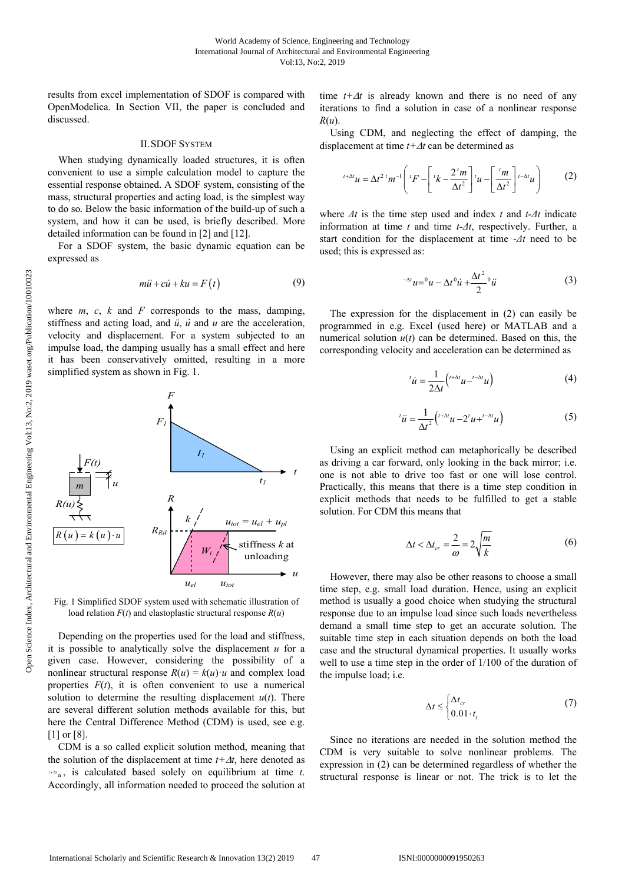results from excel implementation of SDOF is compared with OpenModelica. In Section VII, the paper is concluded and discussed.

## II. SDOF System

When studying dynamically loaded structures, it is often convenient to use a simple calculation model to capture the essential response obtained. A SDOF system, consisting of the mass, structural properties and acting load, is the simplest way to do so. Below the basic information of the build-up of such a system, and how it can be used, is briefly described. More detailed information can be found in [2] and [12].

For a SDOF system, the basic dynamic equation can be expressed as

$$m\ddot{u} + c\dot{u} + ku = F(t) \tag{9}$$

where $m$, $c$, $k$ and $F$ corresponds to the mass, damping, stiffness and acting load, and $\ddot{u}$, $\dot{u}$ and $u$ are the acceleration, velocity and displacement. For a system subjected to an impulse load, the damping usually has a small effect and here it has been conservatively omitted, resulting in a more simplified system as shown in Fig. 1.

Fig. 1 Simplified SDOF system used with schematic illustration of load relation $F(t)$ and elastoplastic structural response $R(u)$

Depending on the properties used for the load and stiffness, it is possible to analytically solve the displacement $u$ for a given case. However, considering the possibility of a nonlinear structural response $R(u) = k(u)\cdot u$ and complex load properties $F(t)$, it is often convenient to use a numerical solution to determine the resulting displacement $u(t)$. There are several different solution methods available for this, but here the Central Difference Method (CDM) is used, see e.g. [1] or [8].

CDM is a so called explicit solution method, meaning that the solution of the displacement at time $t+\Delta t$, here denoted as ${}^{t+\Delta t}u$, is calculated based solely on equilibrium at time $t$. Accordingly, all information needed to proceed the solution at time $t+\Delta t$ is already known and there is no need of any iterations to find a solution in case of a nonlinear response $R(u)$.

Using CDM, and neglecting the effect of damping, the displacement at time $t+\Delta t$ can be determined as

$${}^{t+\Delta t}u = \Delta t^2\, {}^{t}m^{-1}\left( {}^{t}F - \left[ {}^{t}k - \frac{2\,{}^{t}m}{\Delta t^2} \right] {}^{t}u - \left[ \frac{{}^{t}m}{\Delta t^2} \right] {}^{t-\Delta t}u \right) \tag{2}$$

where $\Delta t$ is the time step used and index $t$ and $t$-$\Delta t$ indicate information at time $t$ and time $t$-$\Delta t$, respectively. Further, a start condition for the displacement at time -$\Delta t$ need to be used; this is expressed as:

$${}^{-\Delta t}u = {}^{0}u - \Delta t\, {}^{0}\dot{u} + \frac{\Delta t^2}{2}\, {}^{0}\ddot{u} \tag{3}$$

The expression for the displacement in (2) can easily be programmed in e.g. Excel (used here) or MATLAB and a numerical solution $u(t)$ can be determined. Based on this, the corresponding velocity and acceleration can be determined as

$${}^{t}\dot{u} = \frac{1}{2\Delta t}\left( {}^{t+\Delta t}u - {}^{t-\Delta t}u \right) \tag{4}$$

$${}^{t}\ddot{u} = \frac{1}{\Delta t^2}\left( {}^{t+\Delta t}u - 2\,{}^{t}u + {}^{t-\Delta t}u \right) \tag{5}$$

Using an explicit method can metaphorically be described as driving a car forward, only looking in the back mirror; i.e. one is not able to drive too fast or one will lose control. Practically, this means that there is a time step condition in explicit methods that needs to be fulfilled to get a stable solution. For CDM this means that

$$\Delta t < \Delta t_{cr} = \frac{2}{\omega} = 2\sqrt{\frac{m}{k}} \tag{6}$$

However, there may also be other reasons to choose a small time step, e.g. small load duration. Hence, using an explicit method is usually a good choice when studying the structural response due to an impulse load since such loads nevertheless demand a small time step to get an accurate solution. The suitable time step in each situation depends on both the load case and the structural dynamical properties. It usually works well to use a time step in the order of 1/100 of the duration of the impulse load; i.e.

$$\Delta t \le \begin{cases} \Delta t_{cr} \\ 0.01 \cdot t_1 \end{cases} \tag{7}$$

Since no iterations are needed in the solution method the CDM is very suitable to solve nonlinear problems. The expression in (2) can be determined regardless of whether the structural response is linear or not. The trick is to let the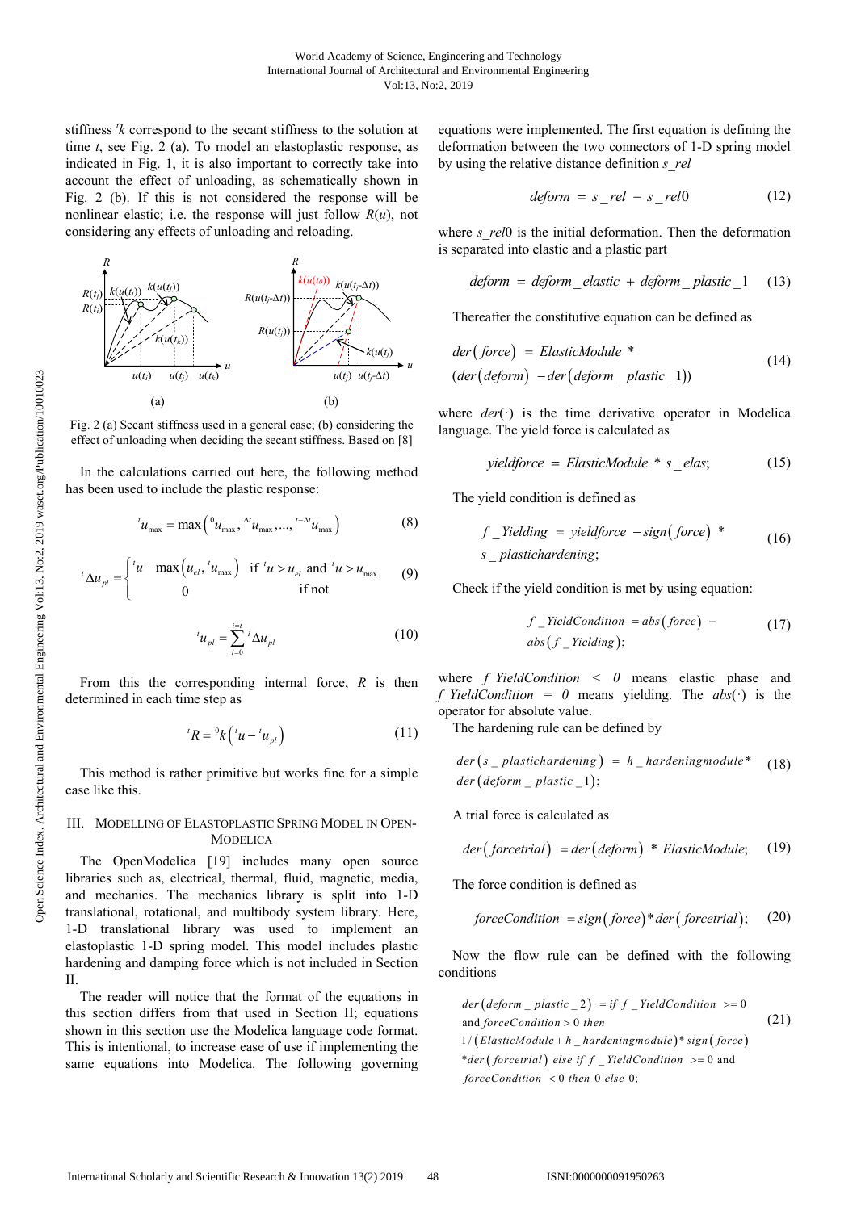stiffness ${}^{t}k$ correspond to the secant stiffness to the solution at time $t$, see Fig. 2 (a). To model an elastoplastic response, as indicated in Fig. 1, it is also important to correctly take into account the effect of unloading, as schematically shown in Fig. 2 (b). If this is not considered the response will be nonlinear elastic; i.e. the response will just follow $R(u)$, not considering any effects of unloading and reloading.

Fig. 2 (a) Secant stiffness used in a general case; (b) considering the effect of unloading when deciding the secant stiffness. Based on [8]

In the calculations carried out here, the following method has been used to include the plastic response:

$$ {}^{t}u_{\max} = \max\left({}^{0}u_{\max}, {}^{\Delta t}u_{\max}, \ldots, {}^{t-\Delta t}u_{\max}\right) \tag{8} $$

$$ {}^{t}\Delta u_{pl} = \begin{cases} {}^{t}u - \max\left(u_{el}, {}^{t}u_{\max}\right) & \text{if } {}^{t}u > u_{el} \text{ and } {}^{t}u > u_{\max} \\ 0 & \text{if not} \end{cases} \tag{9} $$

$$ {}^{t}u_{pl} = \sum_{i=0}^{i=t} {}^{i}\Delta u_{pl} \tag{10} $$

From this the corresponding internal force, $R$ is then determined in each time step as

$$ {}^{t}R = {}^{0}k\left({}^{t}u - {}^{t}u_{pl}\right) \tag{11} $$

This method is rather primitive but works fine for a simple case like this.

## III. Modelling of Elastoplastic Spring Model in OpenModelica

The OpenModelica [19] includes many open source libraries such as, electrical, thermal, fluid, magnetic, media, and mechanics. The mechanics library is split into 1-D translational, rotational, and multibody system library. Here, 1-D translational library was used to implement an elastoplastic 1-D spring model. This model includes plastic hardening and damping force which is not included in Section II.

The reader will notice that the format of the equations in this section differs from that used in Section II; equations shown in this section use the Modelica language code format. This is intentional, to increase ease of use if implementing the same equations into Modelica. The following governing equations were implemented. The first equation is defining the deformation between the two connectors of 1-D spring model by using the relative distance definition $s\_rel$

$$ deform = s\_rel - s\_rel0 \tag{12} $$

where $s\_rel0$ is the initial deformation. Then the deformation is separated into elastic and a plastic part

$$ deform = deform\_elastic + deform\_plastic\_1 \tag{13} $$

Thereafter the constitutive equation can be defined as

$$ der(force) = ElasticModule * (der(deform) - der(deform\_plastic\_1)) \tag{14} $$

where $der(\cdot)$ is the time derivative operator in Modelica language. The yield force is calculated as

$$ yieldforce = ElasticModule * s\_elas; \tag{15} $$

The yield condition is defined as

$$ f\_Yielding = yieldforce - sign(force) * s\_plastichardening; \tag{16} $$

Check if the yield condition is met by using equation:

$$ f\_YieldCondition = abs(force) - abs(f\_Yielding); \tag{17} $$

where $f\_YieldCondition < 0$ means elastic phase and $f\_YieldCondition = 0$ means yielding. The $abs(\cdot)$ is the operator for absolute value.

The hardening rule can be defined by

$$ der(s\_plastichardening) = h\_hardeningmodule * der(deform\_plastic\_1); \tag{18} $$

A trial force is calculated as

$$ der(forcetrial) = der(deform) * ElasticModule; \tag{19} $$

The force condition is defined as

$$ forceCondition = sign(force) * der(forcetrial); \tag{20} $$

Now the flow rule can be defined with the following conditions

$$ \begin{aligned} &der(deform\_plastic\_2) = if\ f\_YieldCondition >= 0 \\ &\text{and } forceCondition > 0\ then \\ &1/(ElasticModule + h\_hardeningmodule) * sign(force) \\ &* der(forcetrial)\ else\ if\ f\_YieldCondition >= 0 \text{ and} \\ &forceCondition < 0\ then\ 0\ else\ 0; \end{aligned} \tag{21} $$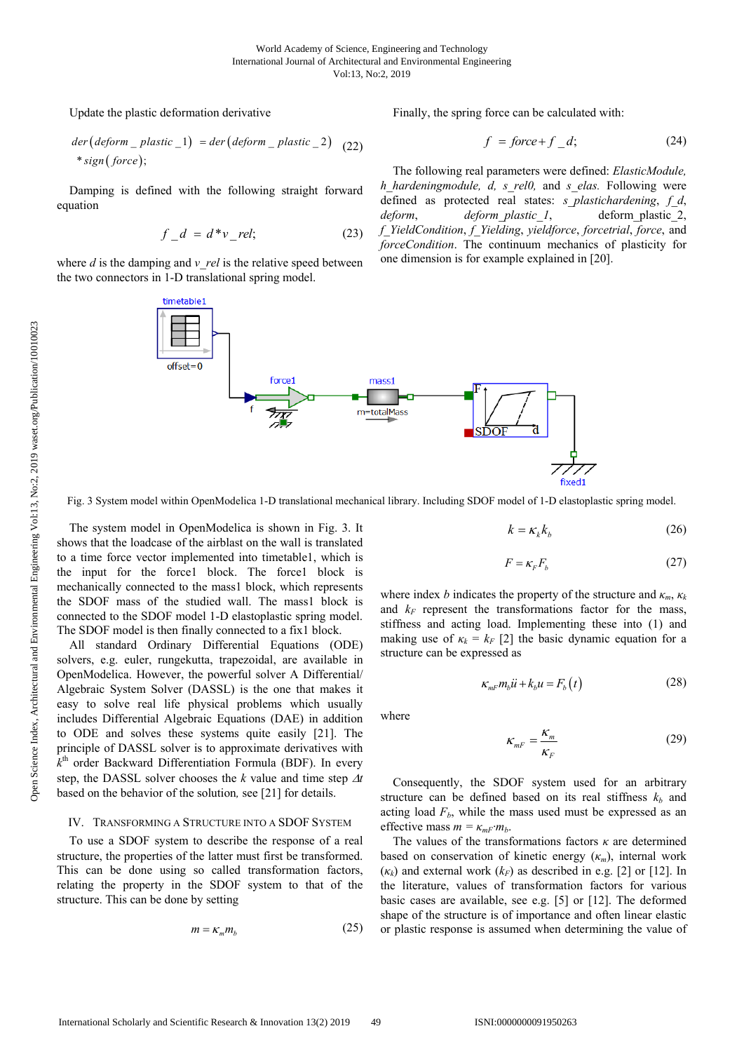Update the plastic deformation derivative

$$der\left(deform\_plastic\_1\right) = der\left(deform\_plastic\_2\right) * sign\left(force\right); \quad (22)$$

Damping is defined with the following straight forward equation

$$f\_d = d * v\_rel; \quad (23)$$

where $d$ is the damping and $v\_rel$ is the relative speed between the two connectors in 1-D translational spring model.

Finally, the spring force can be calculated with:

$$f = force + f\_d; \quad (24)$$

The following real parameters were defined: *ElasticModule, h_hardeningmodule, d, s_rel0,* and *s_elas.* Following were defined as protected real states: *s_plastichardening*, *f_d*, *deform*, *deform_plastic_1*, deform_plastic_2, *f_YieldCondition*, *f_Yielding*, *yieldforce*, *forcetrial*, *force*, and *forceCondition*. The continuum mechanics of plasticity for one dimension is for example explained in [20].

Fig. 3 System model within OpenModelica 1-D translational mechanical library. Including SDOF model of 1-D elastoplastic spring model.

The system model in OpenModelica is shown in Fig. 3. It shows that the loadcase of the airblast on the wall is translated to a time force vector implemented into timetable1, which is the input for the force1 block. The force1 block is mechanically connected to the mass1 block, which represents the SDOF mass of the studied wall. The mass1 block is connected to the SDOF model 1-D elastoplastic spring model. The SDOF model is then finally connected to a fix1 block.

All standard Ordinary Differential Equations (ODE) solvers, e.g. euler, rungekutta, trapezoidal, are available in OpenModelica. However, the powerful solver A Differential/ Algebraic System Solver (DASSL) is the one that makes it easy to solve real life physical problems which usually includes Differential Algebraic Equations (DAE) in addition to ODE and solves these systems quite easily [21]. The principle of DASSL solver is to approximate derivatives with $k^{th}$ order Backward Differentiation Formula (BDF). In every step, the DASSL solver chooses the $k$ value and time step $\Delta t$ based on the behavior of the solution, see [21] for details.

## IV. Transforming a Structure into a SDOF System

To use a SDOF system to describe the response of a real structure, the properties of the latter must first be transformed. This can be done using so called transformation factors, relating the property in the SDOF system to that of the structure. This can be done by setting

$$m = \kappa_m m_b \quad (25)$$

$$k = \kappa_k k_b \quad (26)$$

$$F = \kappa_F F_b \quad (27)$$

where index $b$ indicates the property of the structure and $\kappa_m$, $\kappa_k$ and $k_F$ represent the transformations factor for the mass, stiffness and acting load. Implementing these into (1) and making use of $\kappa_k = k_F$ [2] the basic dynamic equation for a structure can be expressed as

$$\kappa_{mF} m_b \ddot{u} + k_b u = F_b\left(t\right) \quad (28)$$

where

$$\kappa_{mF} = \frac{\kappa_m}{\kappa_F} \quad (29)$$

Consequently, the SDOF system used for an arbitrary structure can be defined based on its real stiffness $k_b$ and acting load $F_b$, while the mass used must be expressed as an effective mass $m = \kappa_{mF} \cdot m_b$.

The values of the transformations factors $\kappa$ are determined based on conservation of kinetic energy ($\kappa_m$), internal work ($\kappa_k$) and external work ($k_F$) as described in e.g. [2] or [12]. In the literature, values of transformation factors for various basic cases are available, see e.g. [5] or [12]. The deformed shape of the structure is of importance and often linear elastic or plastic response is assumed when determining the value of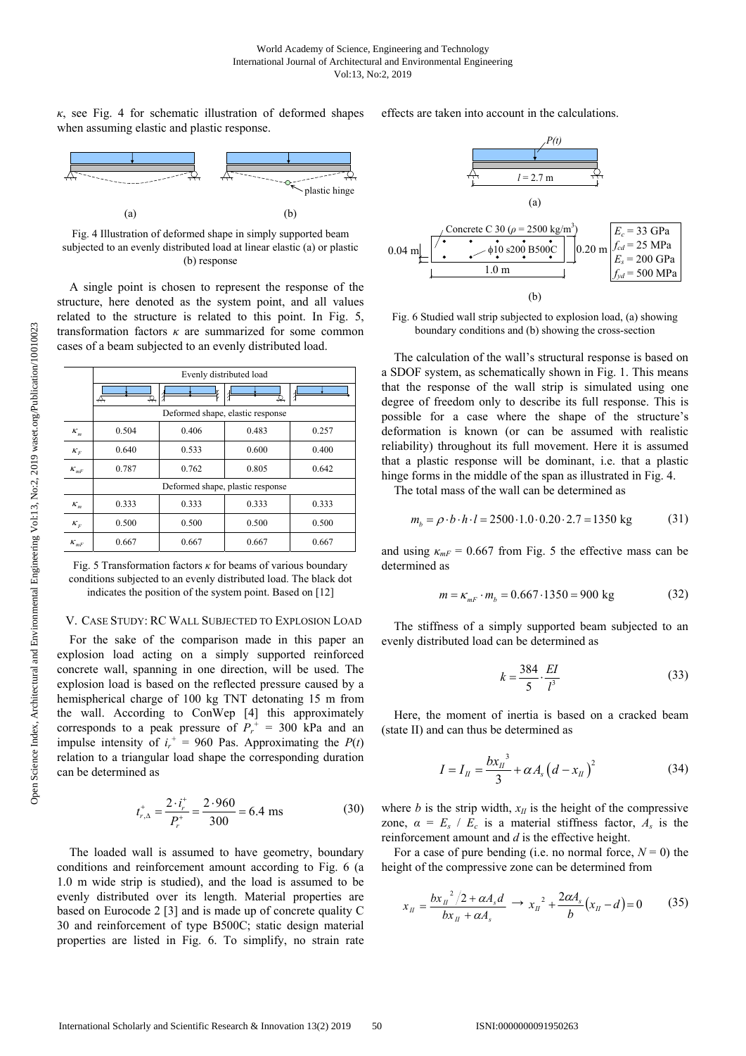$\kappa$, see Fig. 4 for schematic illustration of deformed shapes when assuming elastic and plastic response.

Fig. 4 Illustration of deformed shape in simply supported beam subjected to an evenly distributed load at linear elastic (a) or plastic (b) response

A single point is chosen to represent the response of the structure, here denoted as the system point, and all values related to the structure is related to this point. In Fig. 5, transformation factors $\kappa$ are summarized for some common cases of a beam subjected to an evenly distributed load.

| | Evenly distributed load | | | |
|---|---|---|---|---|
| | Deformed shape, elastic response | | | |
| $\kappa_m$ | 0.504 | 0.406 | 0.483 | 0.257 |
| $\kappa_F$ | 0.640 | 0.533 | 0.600 | 0.400 |
| $\kappa_{mF}$ | 0.787 | 0.762 | 0.805 | 0.642 |
| | Deformed shape, plastic response | | | |
| $\kappa_m$ | 0.333 | 0.333 | 0.333 | 0.333 |
| $\kappa_F$ | 0.500 | 0.500 | 0.500 | 0.500 |
| $\kappa_{mF}$ | 0.667 | 0.667 | 0.667 | 0.667 |

Fig. 5 Transformation factors $\kappa$ for beams of various boundary conditions subjected to an evenly distributed load. The black dot indicates the position of the system point. Based on [12]

## V. Case Study: RC Wall Subjected to Explosion Load

For the sake of the comparison made in this paper an explosion load acting on a simply supported reinforced concrete wall, spanning in one direction, will be used. The explosion load is based on the reflected pressure caused by a hemispherical charge of 100 kg TNT detonating 15 m from the wall. According to ConWep [4] this approximately corresponds to a peak pressure of $P_r^+ = 300$ kPa and an impulse intensity of $i_r^+ = 960$ Pas. Approximating the $P(t)$ relation to a triangular load shape the corresponding duration can be determined as

$$t_{r,\Delta}^+ = \frac{2 \cdot i_r^+}{P_r^+} = \frac{2 \cdot 960}{300} = 6.4 \text{ ms} \tag{30}$$

The loaded wall is assumed to have geometry, boundary conditions and reinforcement amount according to Fig. 6 (a 1.0 m wide strip is studied), and the load is assumed to be evenly distributed over its length. Material properties are based on Eurocode 2 [3] and is made up of concrete quality C 30 and reinforcement of type B500C; static design material properties are listed in Fig. 6. To simplify, no strain rate effects are taken into account in the calculations.

Fig. 6 Studied wall strip subjected to explosion load, (a) showing boundary conditions and (b) showing the cross-section

The calculation of the wall's structural response is based on a SDOF system, as schematically shown in Fig. 1. This means that the response of the wall strip is simulated using one degree of freedom only to describe its full response. This is possible for a case where the shape of the structure's deformation is known (or can be assumed with realistic reliability) throughout its full movement. Here it is assumed that a plastic response will be dominant, i.e. that a plastic hinge forms in the middle of the span as illustrated in Fig. 4.

The total mass of the wall can be determined as

$$m_b = \rho \cdot b \cdot h \cdot l = 2500 \cdot 1.0 \cdot 0.20 \cdot 2.7 = 1350 \text{ kg} \tag{31}$$

and using $\kappa_{mF} = 0.667$ from Fig. 5 the effective mass can be determined as

$$m = \kappa_{mF} \cdot m_b = 0.667 \cdot 1350 = 900 \text{ kg} \tag{32}$$

The stiffness of a simply supported beam subjected to an evenly distributed load can be determined as

$$k = \frac{384}{5} \cdot \frac{EI}{l^3} \tag{33}$$

Here, the moment of inertia is based on a cracked beam (state II) and can thus be determined as

$$I = I_{II} = \frac{b x_{II}^3}{3} + \alpha A_s \left(d - x_{II}\right)^2 \tag{34}$$

where $b$ is the strip width, $x_{II}$ is the height of the compressive zone, $\alpha = E_s / E_c$ is a material stiffness factor, $A_s$ is the reinforcement amount and $d$ is the effective height.

For a case of pure bending (i.e. no normal force, $N = 0$) the height of the compressive zone can be determined from

$$x_{II} = \frac{b x_{II}^2 / 2 + \alpha A_s d}{b x_{II} + \alpha A_s} \rightarrow x_{II}^2 + \frac{2\alpha A_s}{b}\left(x_{II} - d\right) = 0 \tag{35}$$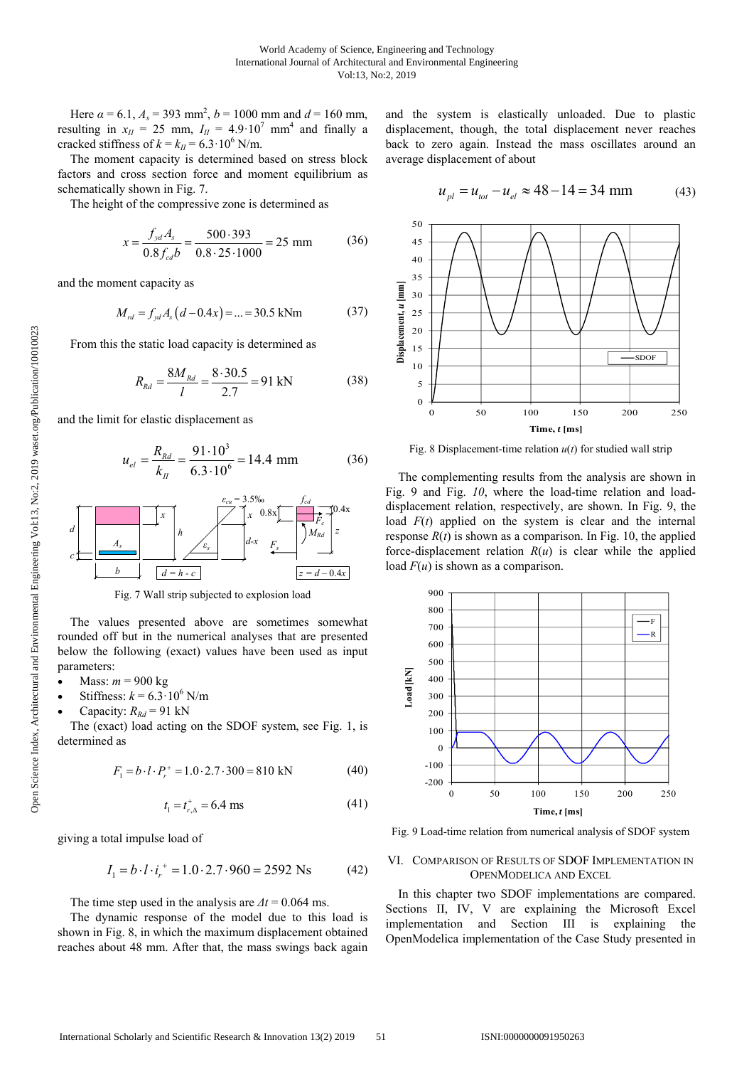Here $\alpha = 6.1$, $A_s = 393$ mm$^2$, $b = 1000$ mm and $d = 160$ mm, resulting in $x_{II} = 25$ mm, $I_{II} = 4.9 \cdot 10^7$ mm$^4$ and finally a cracked stiffness of $k = k_{II} = 6.3 \cdot 10^6$ N/m.

The moment capacity is determined based on stress block factors and cross section force and moment equilibrium as schematically shown in Fig. 7.

The height of the compressive zone is determined as

$$x = \frac{f_{yd} A_s}{0.8 f_{cd} b} = \frac{500 \cdot 393}{0.8 \cdot 25 \cdot 1000} = 25 \text{ mm} \tag{36}$$

and the moment capacity as

$$M_{rd} = f_{yd} A_s \left(d - 0.4x\right) = \ldots = 30.5 \text{ kNm} \tag{37}$$

From this the static load capacity is determined as

$$R_{Rd} = \frac{8 M_{Rd}}{l} = \frac{8 \cdot 30.5}{2.7} = 91 \text{ kN} \tag{38}$$

and the limit for elastic displacement as

$$u_{el} = \frac{R_{Rd}}{k_{II}} = \frac{91 \cdot 10^3}{6.3 \cdot 10^6} = 14.4 \text{ mm} \tag{36}$$

Fig. 7 Wall strip subjected to explosion load

The values presented above are sometimes somewhat rounded off but in the numerical analyses that are presented below the following (exact) values have been used as input parameters:

- Mass: $m = 900$ kg
- Stiffness: $k = 6.3 \cdot 10^6$ N/m
- Capacity: $R_{Rd} = 91$ kN

The (exact) load acting on the SDOF system, see Fig. 1, is determined as

$$F_1 = b \cdot l \cdot P_r^+ = 1.0 \cdot 2.7 \cdot 300 = 810 \text{ kN} \tag{40}$$

$$t_1 = t_{r,\Delta}^+ = 6.4 \text{ ms} \tag{41}$$

giving a total impulse load of

$$I_1 = b \cdot l \cdot i_r^+ = 1.0 \cdot 2.7 \cdot 960 = 2592 \text{ Ns} \tag{42}$$

The time step used in the analysis are $\Delta t = 0.064$ ms.

The dynamic response of the model due to this load is shown in Fig. 8, in which the maximum displacement obtained reaches about 48 mm. After that, the mass swings back again and the system is elastically unloaded. Due to plastic displacement, though, the total displacement never reaches back to zero again. Instead the mass oscillates around an average displacement of about

$$u_{pl} = u_{tot} - u_{el} \approx 48 - 14 = 34 \text{ mm} \tag{43}$$

Fig. 8 Displacement-time relation $u(t)$ for studied wall strip

The complementing results from the analysis are shown in Fig. 9 and Fig. *10*, where the load-time relation and load-displacement relation, respectively, are shown. In Fig. 9, the load $F(t)$ applied on the system is clear and the internal response $R(t)$ is shown as a comparison. In Fig. 10, the applied force-displacement relation $R(u)$ is clear while the applied load $F(u)$ is shown as a comparison.

Fig. 9 Load-time relation from numerical analysis of SDOF system

## VI. Comparison of Results of SDOF Implementation in OpenModelica and Excel

In this chapter two SDOF implementations are compared. Sections II, IV, V are explaining the Microsoft Excel implementation and Section III is explaining the OpenModelica implementation of the Case Study presented in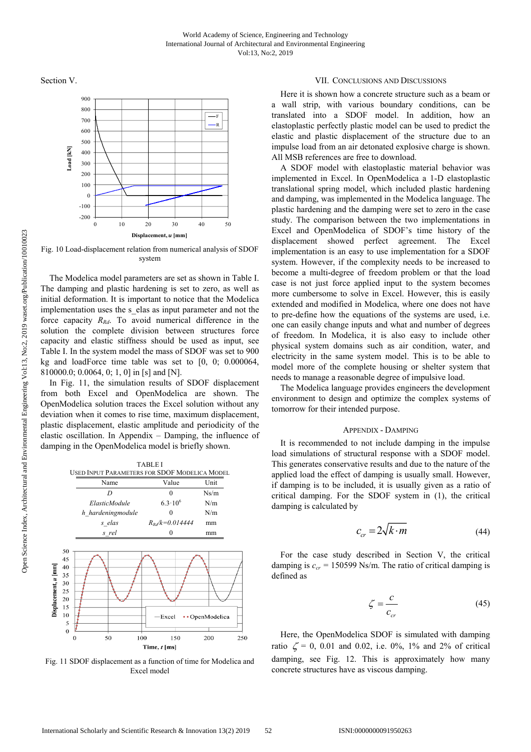Section V.

Fig. 10 Load-displacement relation from numerical analysis of SDOF system

The Modelica model parameters are set as shown in Table I. The damping and plastic hardening is set to zero, as well as initial deformation. It is important to notice that the Modelica implementation uses the s_elas as input parameter and not the force capacity $R_{Rd}$. To avoid numerical difference in the solution the complete division between structures force capacity and elastic stiffness should be used as input, see Table I. In the system model the mass of SDOF was set to 900 kg and loadForce time table was set to [0, 0; 0.000064, 810000.0; 0.0064, 0; 1, 0] in [s] and [N].

In Fig. 11, the simulation results of SDOF displacement from both Excel and OpenModelica are shown. The OpenModelica solution traces the Excel solution without any deviation when it comes to rise time, maximum displacement, plastic displacement, elastic amplitude and periodicity of the elastic oscillation. In Appendix – Damping, the influence of damping in the OpenModelica model is briefly shown.

TABLE I
USED INPUT PARAMETERS FOR SDOF MODELICA MODEL

| Name | Value | Unit |
|---|---|---|
| *D* | 0 | Ns/m |
| *ElasticModule* | $6.3 \cdot 10^6$ | N/m |
| *h_hardeningmodule* | 0 | N/m |
| *s_elas* | $R_{Rd}/k$=0.014444 | mm |
| *s_rel* | 0 | mm |

Fig. 11 SDOF displacement as a function of time for Modelica and Excel model

## VII. Conclusions and Discussions

Here it is shown how a concrete structure such as a beam or a wall strip, with various boundary conditions, can be translated into a SDOF model. In addition, how an elastoplastic perfectly plastic model can be used to predict the elastic and plastic displacement of the structure due to an impulse load from an air detonated explosive charge is shown. All MSB references are free to download.

A SDOF model with elastoplastic material behavior was implemented in Excel. In OpenModelica a 1-D elastoplastic translational spring model, which included plastic hardening and damping, was implemented in the Modelica language. The plastic hardening and the damping were set to zero in the case study. The comparison between the two implementations in Excel and OpenModelica of SDOF's time history of the displacement showed perfect agreement. The Excel implementation is an easy to use implementation for a SDOF system. However, if the complexity needs to be increased to become a multi-degree of freedom problem or that the load case is not just force applied input to the system becomes more cumbersome to solve in Excel. However, this is easily extended and modified in Modelica, where one does not have to pre-define how the equations of the systems are used, i.e. one can easily change inputs and what and number of degrees of freedom. In Modelica, it is also easy to include other physical system domains such as air condition, water, and electricity in the same system model. This is to be able to model more of the complete housing or shelter system that needs to manage a reasonable degree of impulsive load.

The Modelica language provides engineers the development environment to design and optimize the complex systems of tomorrow for their intended purpose.

## Appendix - Damping

It is recommended to not include damping in the impulse load simulations of structural response with a SDOF model. This generates conservative results and due to the nature of the applied load the effect of damping is usually small. However, if damping is to be included, it is usually given as a ratio of critical damping. For the SDOF system in (1), the critical damping is calculated by

$$c_{cr} = 2\sqrt{k \cdot m} \tag{44}$$

For the case study described in Section V, the critical damping is $c_{cr}$ = 150599 Ns/m. The ratio of critical damping is defined as

$$\zeta = \frac{c}{c_{cr}} \tag{45}$$

Here, the OpenModelica SDOF is simulated with damping ratio $\zeta$ = 0, 0.01 and 0.02, i.e. 0%, 1% and 2% of critical damping, see Fig. 12. This is approximately how many concrete structures have as viscous damping.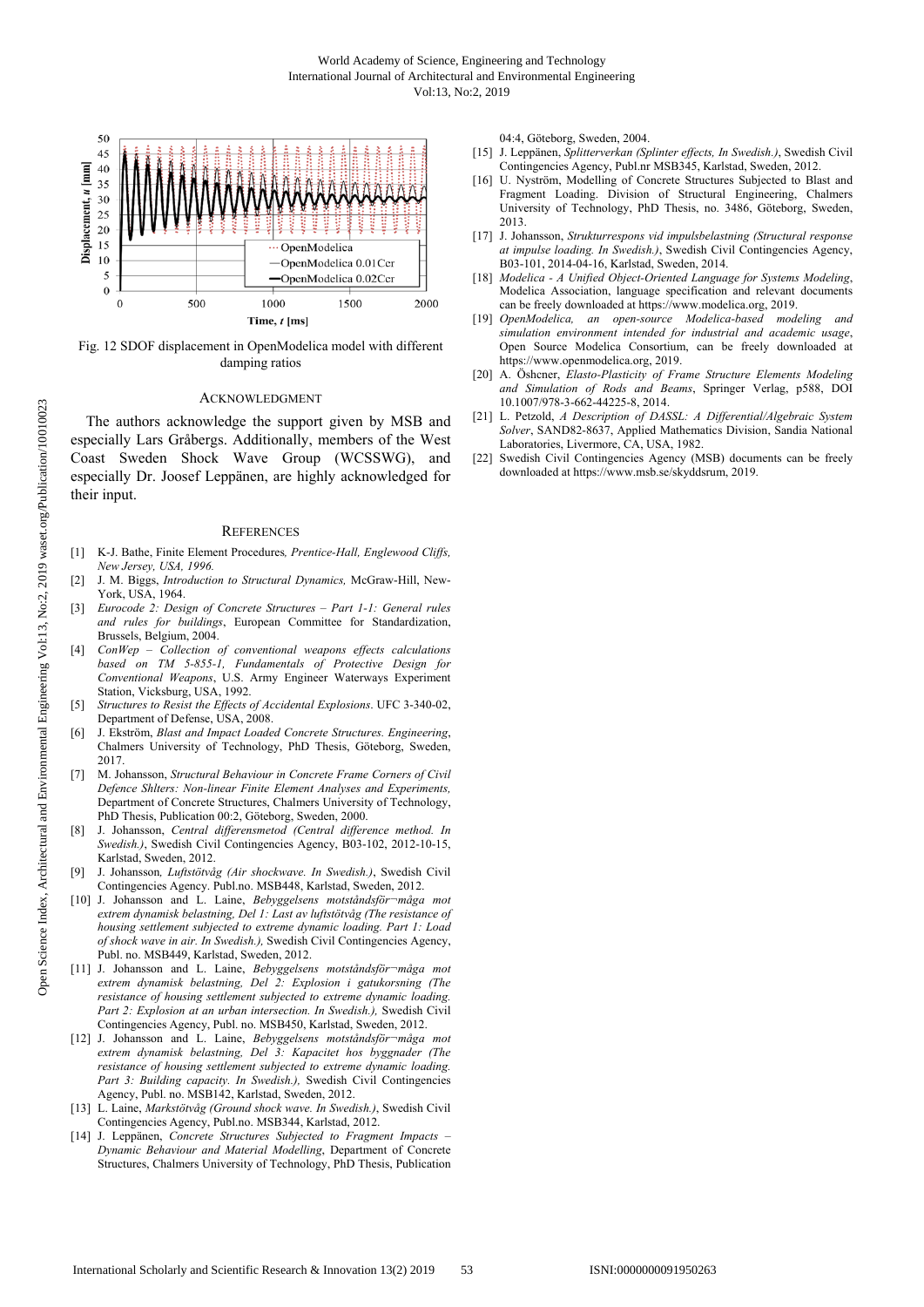50
45
40
35
30
25
20
15
10
5
0

Displacement, *u* [mm]

0 500 1000 1500 2000

Time, *t* [ms]

OpenModelica
OpenModelica 0.01Ccr
OpenModelica 0.02Ccr

Fig. 12 SDOF displacement in OpenModelica model with different damping ratios

## ACKNOWLEDGMENT

The authors acknowledge the support given by MSB and especially Lars Gråbergs. Additionally, members of the West Coast Sweden Shock Wave Group (WCSSWG), and especially Dr. Joosef Leppänen, are highly acknowledged for their input.

## REFERENCES

[1] K-J. Bathe, Finite Element Procedures, *Prentice-Hall, Englewood Cliffs, New Jersey, USA, 1996.*

[2] J. M. Biggs, *Introduction to Structural Dynamics,* McGraw-Hill, New-York, USA, 1964.

[3] *Eurocode 2: Design of Concrete Structures – Part 1-1: General rules and rules for buildings*, European Committee for Standardization, Brussels, Belgium, 2004.

[4] *ConWep – Collection of conventional weapons effects calculations based on TM 5-855-1, Fundamentals of Protective Design for Conventional Weapons*, U.S. Army Engineer Waterways Experiment Station, Vicksburg, USA, 1992.

[5] *Structures to Resist the Effects of Accidental Explosions*. UFC 3-340-02, Department of Defense, USA, 2008.

[6] J. Ekström, *Blast and Impact Loaded Concrete Structures. Engineering*, Chalmers University of Technology, PhD Thesis, Göteborg, Sweden, 2017.

[7] M. Johansson, *Structural Behaviour in Concrete Frame Corners of Civil Defence Shlters: Non-linear Finite Element Analyses and Experiments,* Department of Concrete Structures, Chalmers University of Technology, PhD Thesis, Publication 00:2, Göteborg, Sweden, 2000.

[8] J. Johansson, *Central differensmetod (Central difference method. In Swedish.)*, Swedish Civil Contingencies Agency, B03-102, 2012-10-15, Karlstad, Sweden, 2012.

[9] J. Johansson*, Luftstötvåg (Air shockwave. In Swedish.)*, Swedish Civil Contingencies Agency. Publ.no. MSB448, Karlstad, Sweden, 2012.

[10] J. Johansson and L. Laine, *Bebyggelsens motståndsför¬måga mot extrem dynamisk belastning, Del 1: Last av luftstötvåg (The resistance of housing settlement subjected to extreme dynamic loading. Part 1: Load of shock wave in air. In Swedish.),* Swedish Civil Contingencies Agency, Publ. no. MSB449, Karlstad, Sweden, 2012.

[11] J. Johansson and L. Laine, *Bebyggelsens motståndsför¬måga mot extrem dynamisk belastning, Del 2: Explosion i gatukorsning (The resistance of housing settlement subjected to extreme dynamic loading. Part 2: Explosion at an urban intersection. In Swedish.),* Swedish Civil Contingencies Agency, Publ. no. MSB450, Karlstad, Sweden, 2012.

[12] J. Johansson and L. Laine, *Bebyggelsens motståndsför¬måga mot extrem dynamisk belastning, Del 3: Kapacitet hos byggnader (The resistance of housing settlement subjected to extreme dynamic loading. Part 3: Building capacity. In Swedish.),* Swedish Civil Contingencies Agency, Publ. no. MSB142, Karlstad, Sweden, 2012.

[13] L. Laine, *Markstötvåg (Ground shock wave. In Swedish.)*, Swedish Civil Contingencies Agency, Publ.no. MSB344, Karlstad, Sweden, 2012.

[14] J. Leppänen, *Concrete Structures Subjected to Fragment Impacts – Dynamic Behaviour and Material Modelling*, Department of Concrete Structures, Chalmers University of Technology, PhD Thesis, Publication 04:4, Göteborg, Sweden, 2004.

[15] J. Leppänen, *Splitterverkan (Splinter effects, In Swedish.)*, Swedish Civil Contingencies Agency, Publ.nr MSB345, Karlstad, Sweden, 2012.

[16] U. Nyström, Modelling of Concrete Structures Subjected to Blast and Fragment Loading. Division of Structural Engineering, Chalmers University of Technology, PhD Thesis, no. 3486, Göteborg, Sweden, 2013.

[17] J. Johansson, *Strukturrespons vid impulsbelastning (Structural response at impulse loading. In Swedish.)*, Swedish Civil Contingencies Agency, B03-101, 2014-04-16, Karlstad, Sweden, 2014.

[18] *Modelica - A Unified Object-Oriented Language for Systems Modeling*, Modelica Association, language specification and relevant documents can be freely downloaded at https://www.modelica.org, 2019.

[19] *OpenModelica, an open-source Modelica-based modeling and simulation environment intended for industrial and academic usage*, Open Source Modelica Consortium, can be freely downloaded at https://www.openmodelica.org, 2019.

[20] A. Öshcner, *Elasto-Plasticity of Frame Structure Elements Modeling and Simulation of Rods and Beams*, Springer Verlag, p588, DOI 10.1007/978-3-662-44225-8, 2014.

[21] L. Petzold, *A Description of DASSL: A Differential/Algebraic System Solver*, SAND82-8637, Applied Mathematics Division, Sandia National Laboratories, Livermore, CA, USA, 1982.

[22] Swedish Civil Contingencies Agency (MSB) documents can be freely downloaded at https://www.msb.se/skyddsrum, 2019.